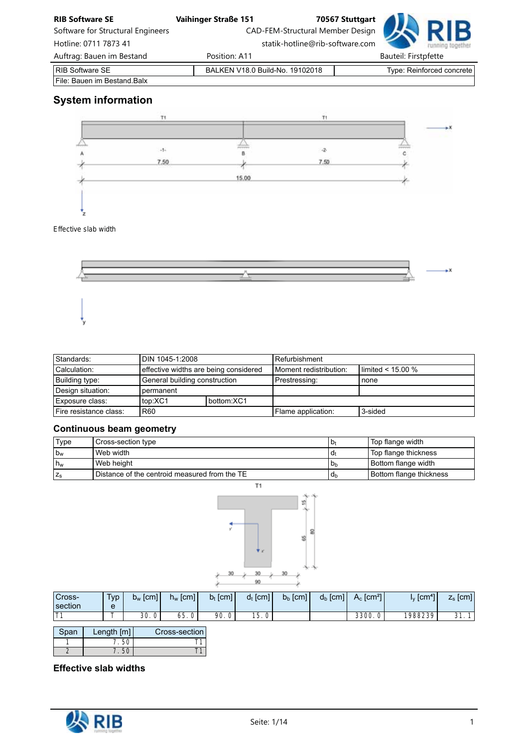RIB Software SE | BALKEN V18.0 Build-No. 19102018 | Type: Reinforced concrete

File: Bauen im Bestand.Balx

## System information

Effective slab width

| Standards: | DIN 1045-1:2008 | | Refurbishment | |
|---|---|---|---|---|
| Calculation: | effective widths are being considered | | Moment redistribution: | limited < 15.00 % |
| Building type: | General building construction | | Prestressing: | none |
| Design situation: | permanent | | | |
| Exposure class: | top:XC1 | bottom:XC1 | | |
| Fire resistance class: | R60 | | Flame application: | 3-sided |

### Continuous beam geometry

| Type | Cross-section type | $b_t$ | Top flange width |
|---|---|---|---|
| $b_w$ | Web width | $d_t$ | Top flange thickness |
| $h_w$ | Web height | $b_b$ | Bottom flange width |
| $z_s$ | Distance of the centroid measured from the TE | $d_b$ | Bottom flange thickness |

| Cross-section | Type | $b_w$ [cm] | $h_w$ [cm] | $b_t$ [cm] | $d_t$ [cm] | $b_b$ [cm] | $d_b$ [cm] | $A_c$ [cm²] | $I_y$ [cm⁴] | $z_s$ [cm] |
|---|---|---|---|---|---|---|---|---|---|---|
| T1 | T | 30.0 | 65.0 | 90.0 | 15.0 | | | 3300.0 | 1988239 | 31.1 |

| Span | Length [m] | Cross-section |
|---|---|---|
| 1 | 7.50 | T1 |
| 2 | 7.50 | T1 |

### Effective slab widths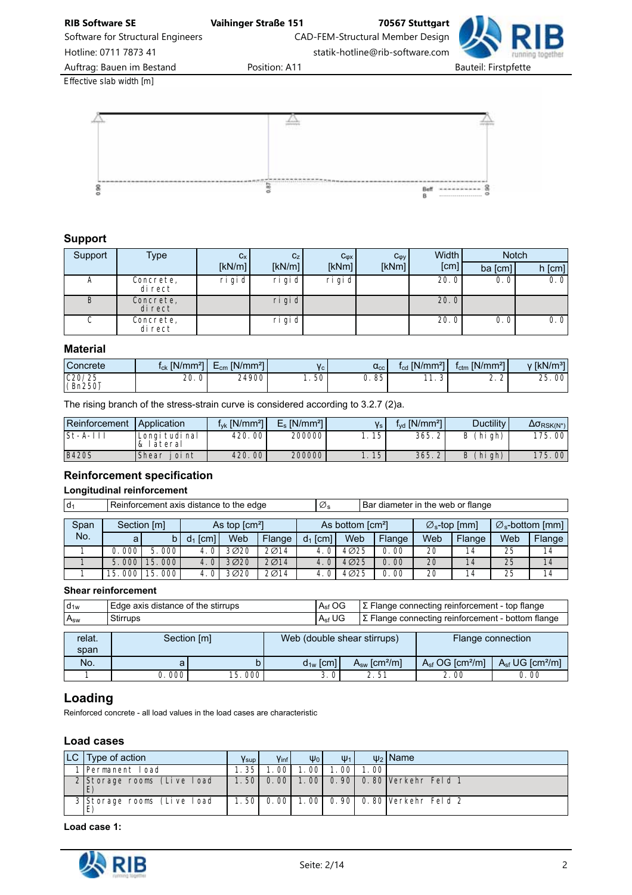Effective slab width [m]

0.90 0.87 0.90

Beff
B

## Support

| Support | Type | $c_x$ [kN/m] | $c_z$ [kN/m] | $c_{\varphi x}$ [kNm] | $c_{\varphi y}$ [kNm] | Width [cm] | Notch ba [cm] | Notch h [cm] |
|---|---|---|---|---|---|---|---|---|
| A | Concrete, direct | rigid | rigid | rigid | | 20.0 | 0.0 | 0.0 |
| B | Concrete, direct | | rigid | | | 20.0 | | |
| C | Concrete, direct | | rigid | | | 20.0 | 0.0 | 0.0 |

## Material

| Concrete | $f_{ck}$ [N/mm²] | $E_{cm}$ [N/mm²] | $\gamma_c$ | $\alpha_{cc}$ | $f_{cd}$ [N/mm²] | $f_{ctm}$ [N/mm²] | $\gamma$ [kN/m³] |
|---|---|---|---|---|---|---|---|
| C20/25 (Bn250) | 20.0 | 24900 | 1.50 | 0.85 | 11.3 | 2.2 | 25.00 |

The rising branch of the stress-strain curve is considered according to 3.2.7 (2)a.

| Reinforcement | Application | $f_{yk}$ [N/mm²] | $E_s$ [N/mm²] | $\gamma_s$ | $f_{yd}$ [N/mm²] | Ductility | $\Delta\sigma_{RSK(N^*)}$ |
|---|---|---|---|---|---|---|---|
| St-A-III | Longitudinal & lateral | 420.00 | 200000 | 1.15 | 365.2 | B (high) | 175.00 |
| B420S | Shear joint | 420.00 | 200000 | 1.15 | 365.2 | B (high) | 175.00 |

## Reinforcement specification

### Longitudinal reinforcement

| $d_1$ | Reinforcement axis distance to the edge | $\varnothing_s$ | Bar diameter in the web or flange |
|---|---|---|---|

| Span No. | Section [m] a | Section [m] b | As top [cm²] $d_1$ [cm] | As top Web | As top Flange | As bottom [cm²] $d_1$ [cm] | As bottom Web | As bottom Flange | $\varnothing_s$-top [mm] Web | $\varnothing_s$-top Flange | $\varnothing_s$-bottom [mm] Web | $\varnothing_s$-bottom Flange |
|---|---|---|---|---|---|---|---|---|---|---|---|---|
| 1 | 0.000 | 5.000 | 4.0 | 3∅20 | 2∅14 | 4.0 | 4∅25 | 0.00 | 20 | 14 | 25 | 14 |
| 1 | 5.000 | 15.000 | 4.0 | 3∅20 | 2∅14 | 4.0 | 4∅25 | 0.00 | 20 | 14 | 25 | 14 |
| 1 | 15.000 | 15.000 | 4.0 | 3∅20 | 2∅14 | 4.0 | 4∅25 | 0.00 | 20 | 14 | 25 | 14 |

### Shear reinforcement

| $d_{1w}$ | Edge axis distance of the stirrups | $A_{sf}$ OG | Σ Flange connecting reinforcement - top flange |
|---|---|---|---|
| $A_{sw}$ | Stirrups | $A_{sf}$ UG | Σ Flange connecting reinforcement - bottom flange |

| relat. span No. | Section [m] a | Section [m] b | Web (double shear stirrups) $d_{1w}$ [cm] | Web $A_{sw}$ [cm²/m] | Flange connection $A_{sf}$ OG [cm²/m] | Flange connection $A_{sf}$ UG [cm²/m] |
|---|---|---|---|---|---|---|
| 1 | 0.000 | 15.000 | 3.0 | 2.51 | 2.00 | 0.00 |

## Loading

Reinforced concrete - all load values in the load cases are characteristic

## Load cases

| LC | Type of action | $\gamma_{sup}$ | $\gamma_{inf}$ | $\psi_0$ | $\psi_1$ | $\psi_2$ | Name |
|---|---|---|---|---|---|---|---|
| 1 | Permanent load | 1.35 | 1.00 | 1.00 | 1.00 | 1.00 | |
| 2 | Storage rooms (Live load E) | 1.50 | 0.00 | 1.00 | 0.90 | 0.80 | Verkehr Feld 1 |
| 3 | Storage rooms (Live load E) | 1.50 | 0.00 | 1.00 | 0.90 | 0.80 | Verkehr Feld 2 |

**Load case 1:**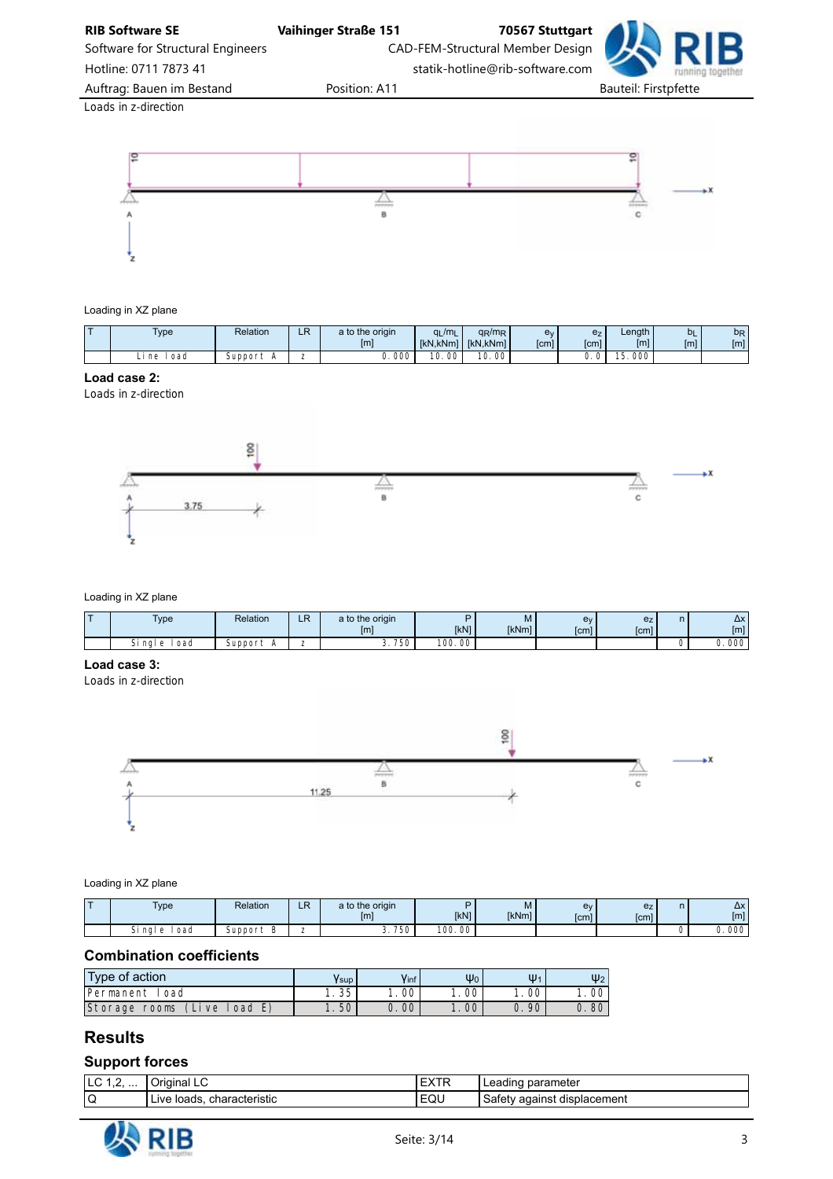Loads in z-direction

Loading in XZ plane

| T | Type | Relation | LR | a to the origin [m] | $q_L/m_L$ [kN,kNm] | $q_R/m_R$ [kN,kNm] | $e_y$ [cm] | $e_z$ [cm] | Length [m] | $b_L$ [m] | $b_R$ [m] |
|---|---|---|---|---|---|---|---|---|---|---|---|
| | Line load | Support A | z | 0.000 | 10.00 | 10.00 | | 0.0 | 15.000 | | |

**Load case 2:**

Loads in z-direction

Loading in XZ plane

| T | Type | Relation | LR | a to the origin [m] | P [kN] | M [kNm] | $e_y$ [cm] | $e_z$ [cm] | n | Δx [m] |
|---|---|---|---|---|---|---|---|---|---|---|
| | Single load | Support A | z | 3.750 | 100.00 | | | | 0 | 0.000 |

**Load case 3:**

Loads in z-direction

Loading in XZ plane

| T | Type | Relation | LR | a to the origin [m] | P [kN] | M [kNm] | $e_y$ [cm] | $e_z$ [cm] | n | Δx [m] |
|---|---|---|---|---|---|---|---|---|---|---|
| | Single load | Support B | z | 3.750 | 100.00 | | | | 0 | 0.000 |

## Combination coefficients

| Type of action | $\gamma_{sup}$ | $\gamma_{inf}$ | $\psi_0$ | $\psi_1$ | $\psi_2$ |
|---|---|---|---|---|---|
| Permanent load | 1.35 | 1.00 | 1.00 | 1.00 | 1.00 |
| Storage rooms (Live load E) | 1.50 | 0.00 | 1.00 | 0.90 | 0.80 |

# Results

## Support forces

| LC 1,2, ... | Original LC | EXTR | Leading parameter |
|---|---|---|---|
| Q | Live loads, characteristic | EQU | Safety against displacement |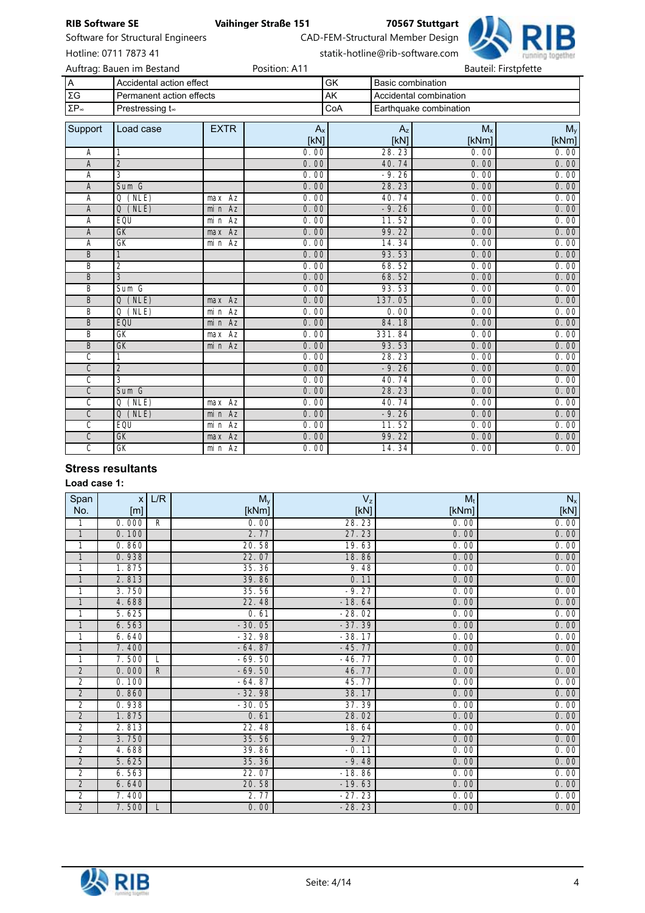| A | Accidental action effect | GK | Basic combination |
|---|---|---|---|
| ΣG | Permanent action effects | AK | Accidental combination |
| $\Sigma P_\infty$ | Prestressing $t_\infty$ | CoA | Earthquake combination |

| Support | Load case | EXTR | $A_x$ [kN] | $A_z$ [kN] | $M_x$ [kNm] | $M_y$ [kNm] |
|---|---|---|---|---|---|---|
| A | 1 | | 0.00 | 28.23 | 0.00 | 0.00 |
| A | 2 | | 0.00 | 40.74 | 0.00 | 0.00 |
| A | 3 | | 0.00 | -9.26 | 0.00 | 0.00 |
| A | Sum G | | 0.00 | 28.23 | 0.00 | 0.00 |
| A | Q (NLE) | max Az | 0.00 | 40.74 | 0.00 | 0.00 |
| A | Q (NLE) | min Az | 0.00 | -9.26 | 0.00 | 0.00 |
| A | EQU | min Az | 0.00 | 11.52 | 0.00 | 0.00 |
| A | GK | max Az | 0.00 | 99.22 | 0.00 | 0.00 |
| A | GK | min Az | 0.00 | 14.34 | 0.00 | 0.00 |
| B | 1 | | 0.00 | 93.53 | 0.00 | 0.00 |
| B | 2 | | 0.00 | 68.52 | 0.00 | 0.00 |
| B | 3 | | 0.00 | 68.52 | 0.00 | 0.00 |
| B | Sum G | | 0.00 | 93.53 | 0.00 | 0.00 |
| B | Q (NLE) | max Az | 0.00 | 137.05 | 0.00 | 0.00 |
| B | Q (NLE) | min Az | 0.00 | 0.00 | 0.00 | 0.00 |
| B | EQU | min Az | 0.00 | 84.18 | 0.00 | 0.00 |
| B | GK | max Az | 0.00 | 331.84 | 0.00 | 0.00 |
| B | GK | min Az | 0.00 | 93.53 | 0.00 | 0.00 |
| C | 1 | | 0.00 | 28.23 | 0.00 | 0.00 |
| C | 2 | | 0.00 | -9.26 | 0.00 | 0.00 |
| C | 3 | | 0.00 | 40.74 | 0.00 | 0.00 |
| C | Sum G | | 0.00 | 28.23 | 0.00 | 0.00 |
| C | Q (NLE) | max Az | 0.00 | 40.74 | 0.00 | 0.00 |
| C | Q (NLE) | min Az | 0.00 | -9.26 | 0.00 | 0.00 |
| C | EQU | min Az | 0.00 | 11.52 | 0.00 | 0.00 |
| C | GK | max Az | 0.00 | 99.22 | 0.00 | 0.00 |
| C | GK | min Az | 0.00 | 14.34 | 0.00 | 0.00 |

### Stress resultants

**Load case 1:**

| Span No. | x [m] | L/R | $M_y$ [kNm] | $V_z$ [kN] | $M_t$ [kNm] | $N_x$ [kN] |
|---|---|---|---|---|---|---|
| 1 | 0.000 | R | 0.00 | 28.23 | 0.00 | 0.00 |
| 1 | 0.100 | | 2.77 | 27.23 | 0.00 | 0.00 |
| 1 | 0.860 | | 20.58 | 19.63 | 0.00 | 0.00 |
| 1 | 0.938 | | 22.07 | 18.86 | 0.00 | 0.00 |
| 1 | 1.875 | | 35.36 | 9.48 | 0.00 | 0.00 |
| 1 | 2.813 | | 39.86 | 0.11 | 0.00 | 0.00 |
| 1 | 3.750 | | 35.56 | -9.27 | 0.00 | 0.00 |
| 1 | 4.688 | | 22.48 | -18.64 | 0.00 | 0.00 |
| 1 | 5.625 | | 0.61 | -28.02 | 0.00 | 0.00 |
| 1 | 6.563 | | -30.05 | -37.39 | 0.00 | 0.00 |
| 1 | 6.640 | | -32.98 | -38.17 | 0.00 | 0.00 |
| 1 | 7.400 | | -64.87 | -45.77 | 0.00 | 0.00 |
| 1 | 7.500 | L | -69.50 | -46.77 | 0.00 | 0.00 |
| 2 | 0.000 | R | -69.50 | 46.77 | 0.00 | 0.00 |
| 2 | 0.100 | | -64.87 | 45.77 | 0.00 | 0.00 |
| 2 | 0.860 | | -32.98 | 38.17 | 0.00 | 0.00 |
| 2 | 0.938 | | -30.05 | 37.39 | 0.00 | 0.00 |
| 2 | 1.875 | | 0.61 | 28.02 | 0.00 | 0.00 |
| 2 | 2.813 | | 22.48 | 18.64 | 0.00 | 0.00 |
| 2 | 3.750 | | 35.56 | 9.27 | 0.00 | 0.00 |
| 2 | 4.688 | | 39.86 | -0.11 | 0.00 | 0.00 |
| 2 | 5.625 | | 35.36 | -9.48 | 0.00 | 0.00 |
| 2 | 6.563 | | 22.07 | -18.86 | 0.00 | 0.00 |
| 2 | 6.640 | | 20.58 | -19.63 | 0.00 | 0.00 |
| 2 | 7.400 | | 2.77 | -27.23 | 0.00 | 0.00 |
| 2 | 7.500 | L | 0.00 | -28.23 | 0.00 | 0.00 |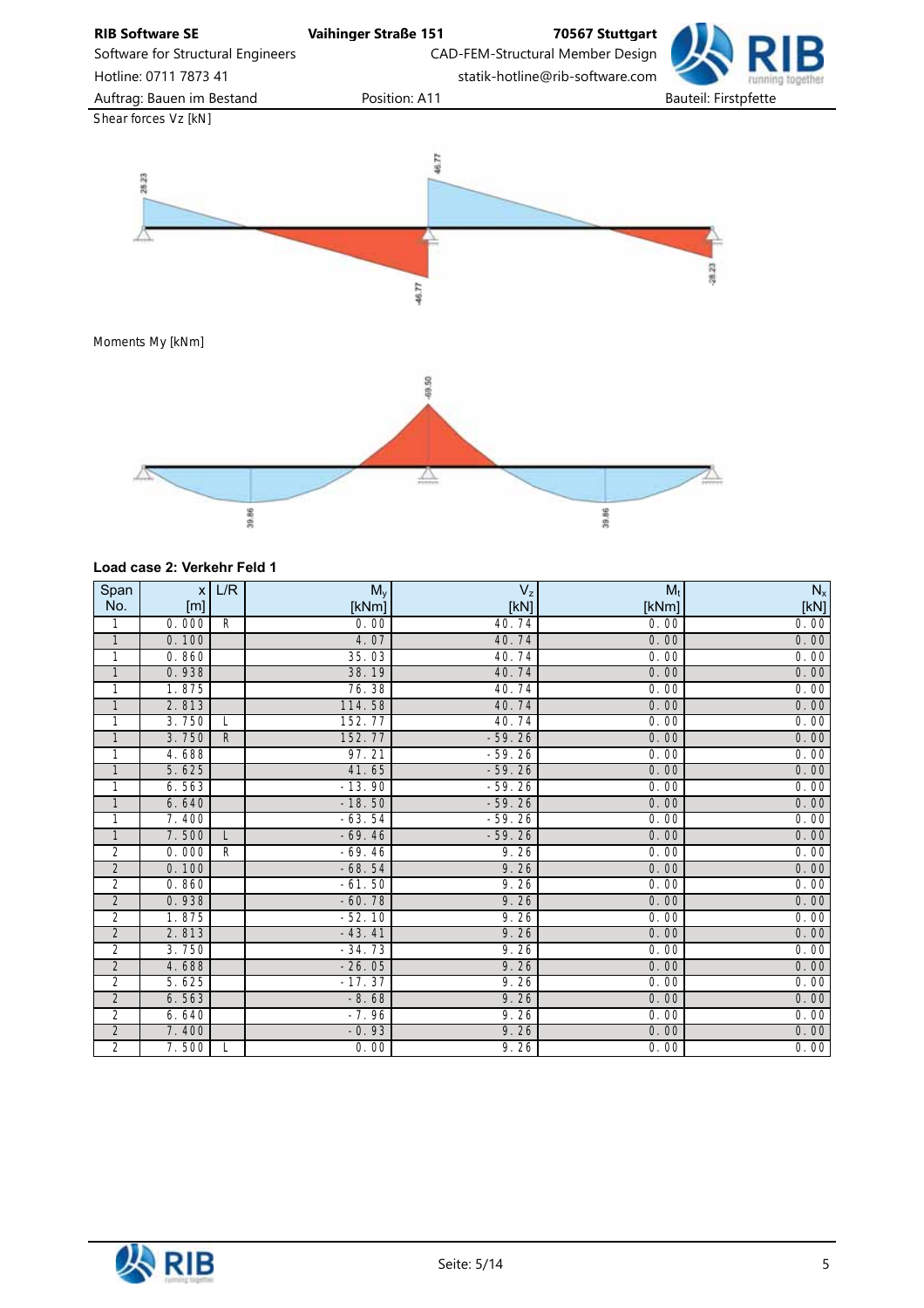Shear forces Vz [kN]

28.23

46.77

-46.77

-28.23

Moments My [kNm]

-69.50

39.86

39.86

**Load case 2: Verkehr Feld 1**

| Span No. | x [m] | L/R | $M_y$ [kNm] | $V_z$ [kN] | $M_t$ [kNm] | $N_x$ [kN] |
|---|---|---|---|---|---|---|
| 1 | 0.000 | R | 0.00 | 40.74 | 0.00 | 0.00 |
| 1 | 0.100 | | 4.07 | 40.74 | 0.00 | 0.00 |
| 1 | 0.860 | | 35.03 | 40.74 | 0.00 | 0.00 |
| 1 | 0.938 | | 38.19 | 40.74 | 0.00 | 0.00 |
| 1 | 1.875 | | 76.38 | 40.74 | 0.00 | 0.00 |
| 1 | 2.813 | | 114.58 | 40.74 | 0.00 | 0.00 |
| 1 | 3.750 | L | 152.77 | 40.74 | 0.00 | 0.00 |
| 1 | 3.750 | R | 152.77 | -59.26 | 0.00 | 0.00 |
| 1 | 4.688 | | 97.21 | -59.26 | 0.00 | 0.00 |
| 1 | 5.625 | | 41.65 | -59.26 | 0.00 | 0.00 |
| 1 | 6.563 | | -13.90 | -59.26 | 0.00 | 0.00 |
| 1 | 6.640 | | -18.50 | -59.26 | 0.00 | 0.00 |
| 1 | 7.400 | | -63.54 | -59.26 | 0.00 | 0.00 |
| 1 | 7.500 | L | -69.46 | -59.26 | 0.00 | 0.00 |
| 2 | 0.000 | R | -69.46 | 9.26 | 0.00 | 0.00 |
| 2 | 0.100 | | -68.54 | 9.26 | 0.00 | 0.00 |
| 2 | 0.860 | | -61.50 | 9.26 | 0.00 | 0.00 |
| 2 | 0.938 | | -60.78 | 9.26 | 0.00 | 0.00 |
| 2 | 1.875 | | -52.10 | 9.26 | 0.00 | 0.00 |
| 2 | 2.813 | | -43.41 | 9.26 | 0.00 | 0.00 |
| 2 | 3.750 | | -34.73 | 9.26 | 0.00 | 0.00 |
| 2 | 4.688 | | -26.05 | 9.26 | 0.00 | 0.00 |
| 2 | 5.625 | | -17.37 | 9.26 | 0.00 | 0.00 |
| 2 | 6.563 | | -8.68 | 9.26 | 0.00 | 0.00 |
| 2 | 6.640 | | -7.96 | 9.26 | 0.00 | 0.00 |
| 2 | 7.400 | | -0.93 | 9.26 | 0.00 | 0.00 |
| 2 | 7.500 | L | 0.00 | 9.26 | 0.00 | 0.00 |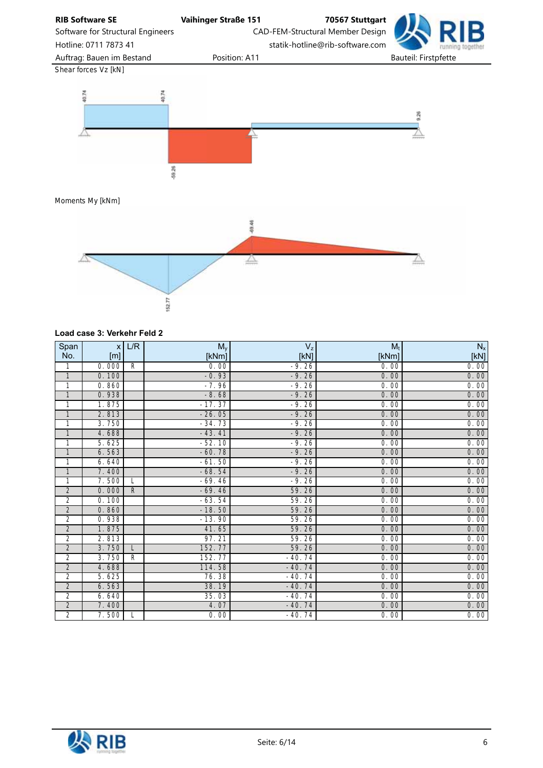Shear forces Vz [kN]

Moments My [kNm]

**Load case 3: Verkehr Feld 2**

| Span No. | x [m] | L/R | $M_y$ [kNm] | $V_z$ [kN] | $M_t$ [kNm] | $N_x$ [kN] |
|---|---|---|---|---|---|---|
| 1 | 0.000 | R | 0.00 | -9.26 | 0.00 | 0.00 |
| 1 | 0.100 | | -0.93 | -9.26 | 0.00 | 0.00 |
| 1 | 0.860 | | -7.96 | -9.26 | 0.00 | 0.00 |
| 1 | 0.938 | | -8.68 | -9.26 | 0.00 | 0.00 |
| 1 | 1.875 | | -17.37 | -9.26 | 0.00 | 0.00 |
| 1 | 2.813 | | -26.05 | -9.26 | 0.00 | 0.00 |
| 1 | 3.750 | | -34.73 | -9.26 | 0.00 | 0.00 |
| 1 | 4.688 | | -43.41 | -9.26 | 0.00 | 0.00 |
| 1 | 5.625 | | -52.10 | -9.26 | 0.00 | 0.00 |
| 1 | 6.563 | | -60.78 | -9.26 | 0.00 | 0.00 |
| 1 | 6.640 | | -61.50 | -9.26 | 0.00 | 0.00 |
| 1 | 7.400 | | -68.54 | -9.26 | 0.00 | 0.00 |
| 1 | 7.500 | L | -69.46 | -9.26 | 0.00 | 0.00 |
| 2 | 0.000 | R | -69.46 | 59.26 | 0.00 | 0.00 |
| 2 | 0.100 | | -63.54 | 59.26 | 0.00 | 0.00 |
| 2 | 0.860 | | -18.50 | 59.26 | 0.00 | 0.00 |
| 2 | 0.938 | | -13.90 | 59.26 | 0.00 | 0.00 |
| 2 | 1.875 | | 41.65 | 59.26 | 0.00 | 0.00 |
| 2 | 2.813 | | 97.21 | 59.26 | 0.00 | 0.00 |
| 2 | 3.750 | L | 152.77 | 59.26 | 0.00 | 0.00 |
| 2 | 3.750 | R | 152.77 | -40.74 | 0.00 | 0.00 |
| 2 | 4.688 | | 114.58 | -40.74 | 0.00 | 0.00 |
| 2 | 5.625 | | 76.38 | -40.74 | 0.00 | 0.00 |
| 2 | 6.563 | | 38.19 | -40.74 | 0.00 | 0.00 |
| 2 | 6.640 | | 35.03 | -40.74 | 0.00 | 0.00 |
| 2 | 7.400 | | 4.07 | -40.74 | 0.00 | 0.00 |
| 2 | 7.500 | L | 0.00 | -40.74 | 0.00 | 0.00 |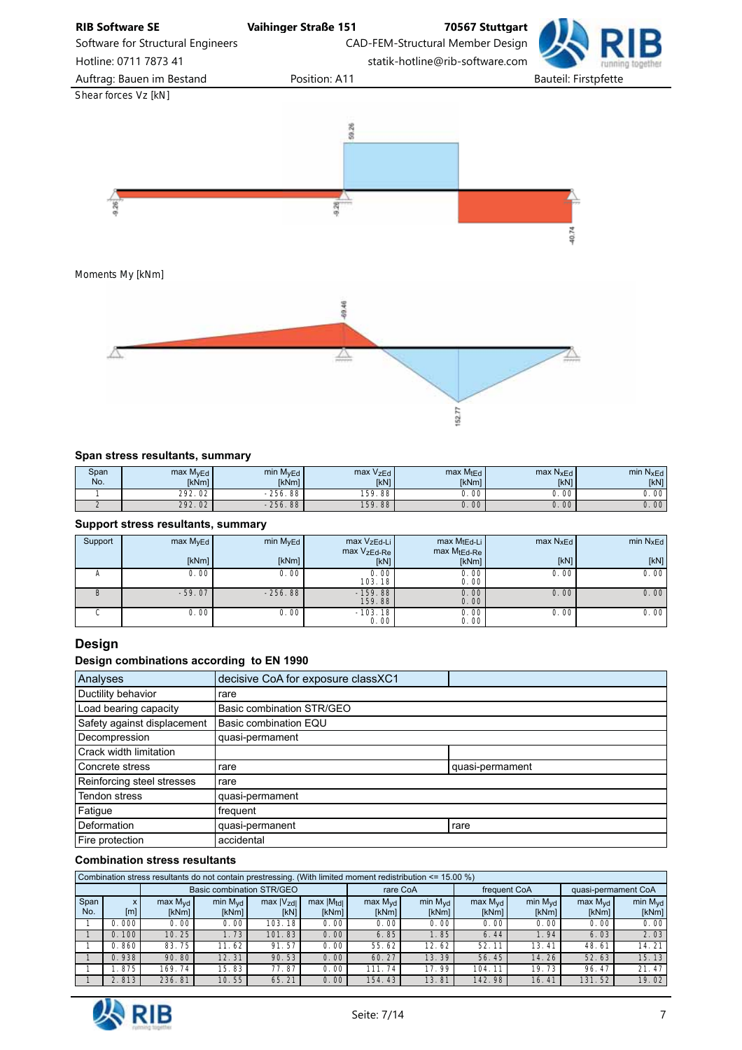Shear forces Vz [kN]

Moments My [kNm]

### Span stress resultants, summary

| Span No. | max $M_{yEd}$ [kNm] | min $M_{yEd}$ [kNm] | max $V_{zEd}$ [kN] | max $M_{tEd}$ [kNm] | max $N_{xEd}$ [kN] | min $N_{xEd}$ [kN] |
|---|---|---|---|---|---|---|
| 1 | 292.02 | -256.88 | 159.88 | 0.00 | 0.00 | 0.00 |
| 2 | 292.02 | -256.88 | 159.88 | 0.00 | 0.00 | 0.00 |

### Support stress resultants, summary

| Support | max $M_{yEd}$ [kNm] | min $M_{yEd}$ [kNm] | max $V_{zEd\text{-}Li}$ / max $V_{zEd\text{-}Re}$ [kN] | max $M_{tEd\text{-}Li}$ / max $M_{tEd\text{-}Re}$ [kNm] | max $N_{xEd}$ [kN] | min $N_{xEd}$ [kN] |
|---|---|---|---|---|---|---|
| A | 0.00 | 0.00 | 0.00 / 103.18 | 0.00 / 0.00 | 0.00 | 0.00 |
| B | -59.07 | -256.88 | -159.88 / 159.88 | 0.00 / 0.00 | 0.00 | 0.00 |
| C | 0.00 | 0.00 | -103.18 / 0.00 | 0.00 / 0.00 | 0.00 | 0.00 |

## Design

### Design combinations according to EN 1990

| Analyses | decisive CoA for exposure classXC1 | |
|---|---|---|
| Ductility behavior | rare | |
| Load bearing capacity | Basic combination STR/GEO | |
| Safety against displacement | Basic combination EQU | |
| Decompression | quasi-permament | |
| Crack width limitation | | |
| Concrete stress | rare | quasi-permament |
| Reinforcing steel stresses | rare | |
| Tendon stress | quasi-permament | |
| Fatigue | frequent | |
| Deformation | quasi-permanent | rare |
| Fire protection | accidental | |

### Combination stress resultants

Combination stress resultants do not contain prestressing. (With limited moment redistribution <= 15.00 %)

| | | Basic combination STR/GEO | | | | rare CoA | | frequent CoA | | quasi-permament CoA | |
|---|---|---|---|---|---|---|---|---|---|---|---|
| Span No. | x [m] | max $M_{yd}$ [kNm] | min $M_{yd}$ [kNm] | max $\|V_{zd}\|$ [kN] | max $\|M_{td}\|$ [kNm] | max $M_{yd}$ [kNm] | min $M_{yd}$ [kNm] | max $M_{yd}$ [kNm] | min $M_{yd}$ [kNm] | max $M_{yd}$ [kNm] | min $M_{yd}$ [kNm] |
| 1 | 0.000 | 0.00 | 0.00 | 103.18 | 0.00 | 0.00 | 0.00 | 0.00 | 0.00 | 0.00 | 0.00 |
| 1 | 0.100 | 10.25 | 1.73 | 101.83 | 0.00 | 6.85 | 1.85 | 6.44 | 1.94 | 6.03 | 2.03 |
| 1 | 0.860 | 83.75 | 11.62 | 91.57 | 0.00 | 55.62 | 12.62 | 52.11 | 13.41 | 48.61 | 14.21 |
| 1 | 0.938 | 90.80 | 12.31 | 90.53 | 0.00 | 60.27 | 13.39 | 56.45 | 14.26 | 52.63 | 15.13 |
| 1 | 1.875 | 169.74 | 15.83 | 77.87 | 0.00 | 111.74 | 17.99 | 104.11 | 19.73 | 96.47 | 21.47 |
| 1 | 2.813 | 236.81 | 10.55 | 65.21 | 0.00 | 154.43 | 13.81 | 142.98 | 16.41 | 131.52 | 19.02 |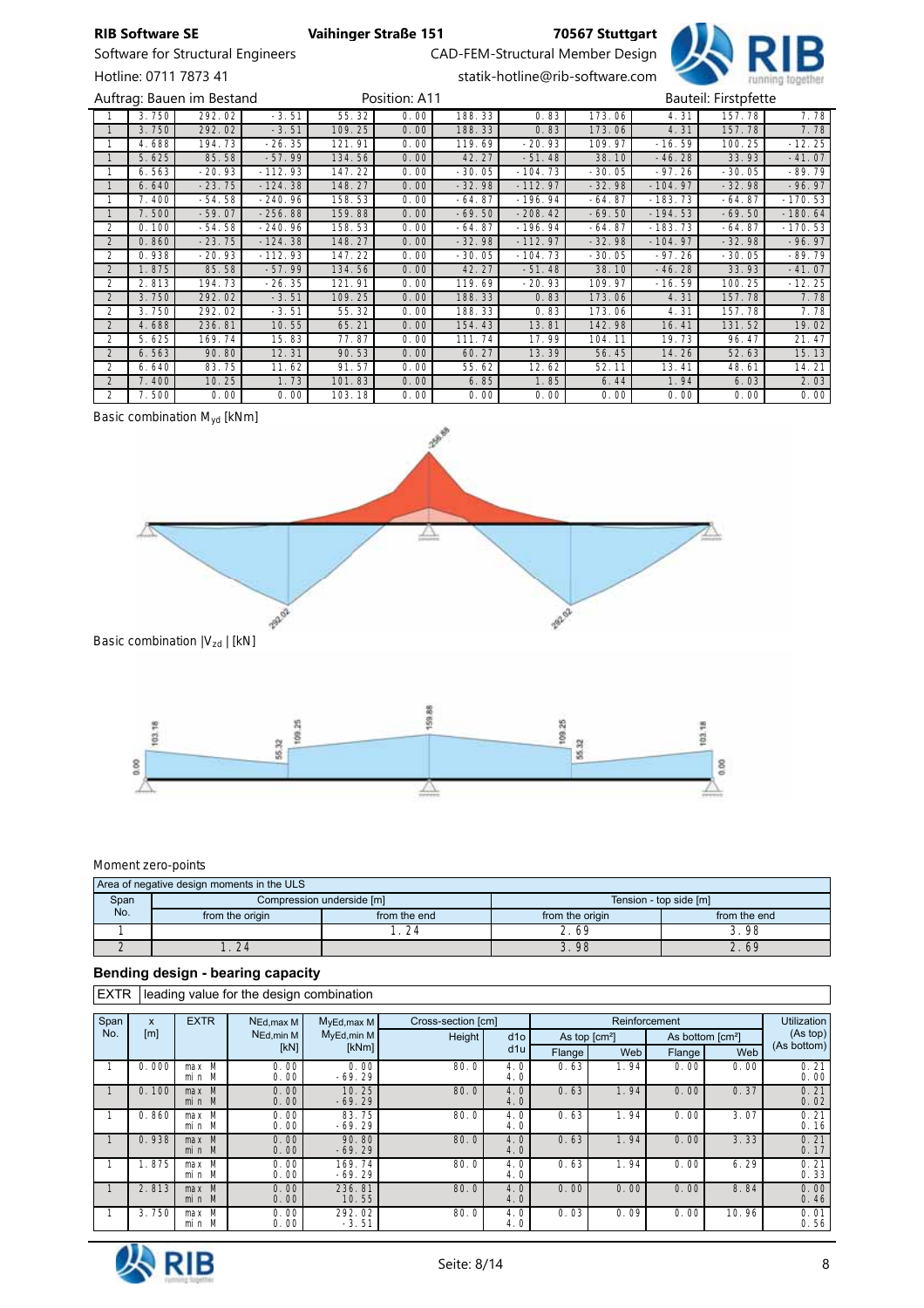Auftrag: Bauen im Bestand | Position: A11 | Bauteil: Firstpfette

| | | | | | | | | | | |
|---|---|---|---|---|---|---|---|---|---|---|
| 1 | 3.750 | 292.02 | -3.51 | 55.32 | 0.00 | 188.33 | 0.83 | 173.06 | 4.31 | 157.78 | 7.78 |
| 1 | 3.750 | 292.02 | -3.51 | 109.25 | 0.00 | 188.33 | 0.83 | 173.06 | 4.31 | 157.78 | 7.78 |
| 1 | 4.688 | 194.73 | -26.35 | 121.91 | 0.00 | 119.69 | -20.93 | 109.97 | -16.59 | 100.25 | -12.25 |
| 1 | 5.625 | 85.58 | -57.99 | 134.56 | 0.00 | 42.27 | -51.48 | 38.10 | -46.28 | 33.93 | -41.07 |
| 1 | 6.563 | -20.93 | -112.93 | 147.22 | 0.00 | -30.05 | -104.73 | -30.05 | -97.26 | -30.05 | -89.79 |
| 1 | 6.640 | -23.75 | -124.38 | 148.27 | 0.00 | -32.98 | -112.97 | -32.98 | -104.97 | -32.98 | -96.97 |
| 1 | 7.400 | -54.58 | -240.96 | 158.53 | 0.00 | -64.87 | -196.94 | -64.87 | -183.73 | -64.87 | -170.53 |
| 1 | 7.500 | -59.07 | -256.88 | 159.88 | 0.00 | -69.50 | -208.42 | -69.50 | -194.53 | -69.50 | -180.64 |
| 2 | 0.100 | -54.58 | -240.96 | 158.53 | 0.00 | -64.87 | -196.94 | -64.87 | -183.73 | -64.87 | -170.53 |
| 2 | 0.860 | -23.75 | -124.38 | 148.27 | 0.00 | -32.98 | -112.97 | -32.98 | -104.97 | -32.98 | -96.97 |
| 2 | 0.938 | -20.93 | -112.93 | 147.22 | 0.00 | -30.05 | -104.73 | -30.05 | -97.26 | -30.05 | -89.79 |
| 2 | 1.875 | 85.58 | -57.99 | 134.56 | 0.00 | 42.27 | -51.48 | 38.10 | -46.28 | 33.93 | -41.07 |
| 2 | 2.813 | 194.73 | -26.35 | 121.91 | 0.00 | 119.69 | -20.93 | 109.97 | -16.59 | 100.25 | -12.25 |
| 2 | 3.750 | 292.02 | -3.51 | 109.25 | 0.00 | 188.33 | 0.83 | 173.06 | 4.31 | 157.78 | 7.78 |
| 2 | 3.750 | 292.02 | -3.51 | 55.32 | 0.00 | 188.33 | 0.83 | 173.06 | 4.31 | 157.78 | 7.78 |
| 2 | 4.688 | 236.81 | 10.55 | 65.21 | 0.00 | 154.43 | 13.81 | 142.98 | 16.41 | 131.52 | 19.02 |
| 2 | 5.625 | 169.74 | 15.83 | 77.87 | 0.00 | 111.74 | 17.99 | 104.11 | 19.73 | 96.47 | 21.47 |
| 2 | 6.563 | 90.80 | 12.31 | 90.53 | 0.00 | 60.27 | 13.39 | 56.45 | 14.26 | 52.63 | 15.13 |
| 2 | 6.640 | 83.75 | 11.62 | 91.57 | 0.00 | 55.62 | 12.62 | 52.11 | 13.41 | 48.61 | 14.21 |
| 2 | 7.400 | 10.25 | 1.73 | 101.83 | 0.00 | 6.85 | 1.85 | 6.44 | 1.94 | 6.03 | 2.03 |
| 2 | 7.500 | 0.00 | 0.00 | 103.18 | 0.00 | 0.00 | 0.00 | 0.00 | 0.00 | 0.00 | 0.00 |

Basic combination $M_{yd}$ [kNm]

Basic combination $|V_{zd}|$ [kN]

Moment zero-points

| Area of negative design moments in the ULS | | | | |
|---|---|---|---|---|
| Span No. | Compression underside [m] | | Tension - top side [m] | |
| | from the origin | from the end | from the origin | from the end |
| 1 | | 1.24 | 2.69 | 3.98 |
| 2 | 1.24 | | 3.98 | 2.69 |

## Bending design - bearing capacity

EXTR | leading value for the design combination

| Span No. | x [m] | EXTR | $N_{Ed,max M}$ / $N_{Ed,min M}$ [kN] | $M_{yEd,max M}$ / $M_{yEd,min M}$ [kNm] | Cross-section [cm] Height | d1o / d1u | Reinforcement As top [cm²] Flange | Web | As bottom [cm²] Flange | Web | Utilization (As top) (As bottom) |
|---|---|---|---|---|---|---|---|---|---|---|---|
| 1 | 0.000 | max M<br>min M | 0.00<br>0.00 | 0.00<br>-69.29 | 80.0 | 4.0<br>4.0 | 0.63 | 1.94 | 0.00 | 0.00 | 0.21<br>0.00 |
| 1 | 0.100 | max M<br>min M | 0.00<br>0.00 | 10.25<br>-69.29 | 80.0 | 4.0<br>4.0 | 0.63 | 1.94 | 0.00 | 0.37 | 0.21<br>0.02 |
| 1 | 0.860 | max M<br>min M | 0.00<br>0.00 | 83.75<br>-69.29 | 80.0 | 4.0<br>4.0 | 0.63 | 1.94 | 0.00 | 3.07 | 0.21<br>0.16 |
| 1 | 0.938 | max M<br>min M | 0.00<br>0.00 | 90.80<br>-69.29 | 80.0 | 4.0<br>4.0 | 0.63 | 1.94 | 0.00 | 3.33 | 0.21<br>0.17 |
| 1 | 1.875 | max M<br>min M | 0.00<br>0.00 | 169.74<br>-69.29 | 80.0 | 4.0<br>4.0 | 0.63 | 1.94 | 0.00 | 6.29 | 0.21<br>0.33 |
| 1 | 2.813 | max M<br>min M | 0.00<br>0.00 | 236.81<br>10.55 | 80.0 | 4.0<br>4.0 | 0.00 | 0.00 | 0.00 | 8.84 | 0.00<br>0.46 |
| 1 | 3.750 | max M<br>min M | 0.00<br>0.00 | 292.02<br>-3.51 | 80.0 | 4.0<br>4.0 | 0.03 | 0.09 | 0.00 | 10.96 | 0.01<br>0.56 |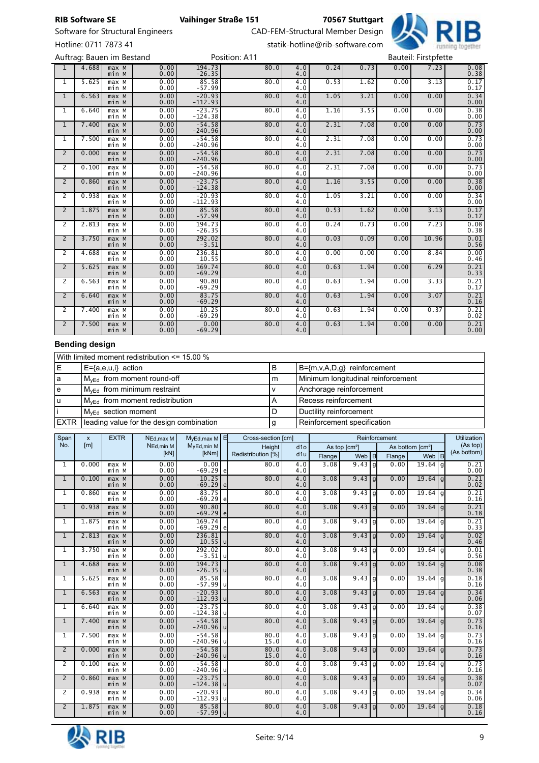| 1 | 4.688 | max M<br>min M | 0.00<br>0.00 | 194.73<br>-26.35 | 80.0 | 4.0<br>4.0 | 0.24 | 0.73 | 0.00 | 7.23 | 0.08<br>0.38 |
|---|---|---|---|---|---|---|---|---|---|---|---|
| 1 | 5.625 | max M<br>min M | 0.00<br>0.00 | 85.58<br>-57.99 | 80.0 | 4.0<br>4.0 | 0.53 | 1.62 | 0.00 | 3.13 | 0.17<br>0.17 |
| 1 | 6.563 | max M<br>min M | 0.00<br>0.00 | -20.93<br>-112.93 | 80.0 | 4.0<br>4.0 | 1.05 | 3.21 | 0.00 | 0.00 | 0.34<br>0.00 |
| 1 | 6.640 | max M<br>min M | 0.00<br>0.00 | -23.75<br>-124.38 | 80.0 | 4.0<br>4.0 | 1.16 | 3.55 | 0.00 | 0.00 | 0.38<br>0.00 |
| 1 | 7.400 | max M<br>min M | 0.00<br>0.00 | -54.58<br>-240.96 | 80.0 | 4.0<br>4.0 | 2.31 | 7.08 | 0.00 | 0.00 | 0.73<br>0.00 |
| 1 | 7.500 | max M<br>min M | 0.00<br>0.00 | -54.58<br>-240.96 | 80.0 | 4.0<br>4.0 | 2.31 | 7.08 | 0.00 | 0.00 | 0.73<br>0.00 |
| 2 | 0.000 | max M<br>min M | 0.00<br>0.00 | -54.58<br>-240.96 | 80.0 | 4.0<br>4.0 | 2.31 | 7.08 | 0.00 | 0.00 | 0.73<br>0.00 |
| 2 | 0.100 | max M<br>min M | 0.00<br>0.00 | -54.58<br>-240.96 | 80.0 | 4.0<br>4.0 | 2.31 | 7.08 | 0.00 | 0.00 | 0.73<br>0.00 |
| 2 | 0.860 | max M<br>min M | 0.00<br>0.00 | -23.75<br>-124.38 | 80.0 | 4.0<br>4.0 | 1.16 | 3.55 | 0.00 | 0.00 | 0.38<br>0.00 |
| 2 | 0.938 | max M<br>min M | 0.00<br>0.00 | -20.93<br>-112.93 | 80.0 | 4.0<br>4.0 | 1.05 | 3.21 | 0.00 | 0.00 | 0.34<br>0.00 |
| 2 | 1.875 | max M<br>min M | 0.00<br>0.00 | 85.58<br>-57.99 | 80.0 | 4.0<br>4.0 | 0.53 | 1.62 | 0.00 | 3.13 | 0.17<br>0.17 |
| 2 | 2.813 | max M<br>min M | 0.00<br>0.00 | 194.73<br>-26.35 | 80.0 | 4.0<br>4.0 | 0.24 | 0.73 | 0.00 | 7.23 | 0.08<br>0.38 |
| 2 | 3.750 | max M<br>min M | 0.00<br>0.00 | 292.02<br>-3.51 | 80.0 | 4.0<br>4.0 | 0.03 | 0.09 | 0.00 | 10.96 | 0.01<br>0.56 |
| 2 | 4.688 | max M<br>min M | 0.00<br>0.00 | 236.81<br>10.55 | 80.0 | 4.0<br>4.0 | 0.00 | 0.00 | 0.00 | 8.84 | 0.00<br>0.46 |
| 2 | 5.625 | max M<br>min M | 0.00<br>0.00 | 169.74<br>-69.29 | 80.0 | 4.0<br>4.0 | 0.63 | 1.94 | 0.00 | 6.29 | 0.21<br>0.33 |
| 2 | 6.563 | max M<br>min M | 0.00<br>0.00 | 90.80<br>-69.29 | 80.0 | 4.0<br>4.0 | 0.63 | 1.94 | 0.00 | 3.33 | 0.21<br>0.17 |
| 2 | 6.640 | max M<br>min M | 0.00<br>0.00 | 83.75<br>-69.29 | 80.0 | 4.0<br>4.0 | 0.63 | 1.94 | 0.00 | 3.07 | 0.21<br>0.16 |
| 2 | 7.400 | max M<br>min M | 0.00<br>0.00 | 10.25<br>-69.29 | 80.0 | 4.0<br>4.0 | 0.63 | 1.94 | 0.00 | 0.37 | 0.21<br>0.02 |
| 2 | 7.500 | max M<br>min M | 0.00<br>0.00 | 0.00<br>-69.29 | 80.0 | 4.0<br>4.0 | 0.63 | 1.94 | 0.00 | 0.00 | 0.21<br>0.00 |

## Bending design

| With limited moment redistribution <= 15.00 % | | | |
|---|---|---|---|
| E | E={a,e,u,i} action | B | B={m,v,A,D,g} reinforcement |
| a | $M_{yEd}$ from moment round-off | m | Minimum longitudinal reinforcement |
| e | $M_{yEd}$ from minimum restraint | v | Anchorage reinforcement |
| u | $M_{yEd}$ from moment redistribution | A | Recess reinforcement |
| i | $M_{yEd}$ section moment | D | Ductility reinforcement |
| EXTR | leading value for the design combination | g | Reinforcement specification |

| Span No. | x [m] | EXTR | $N_{Ed,max\,M}$<br>$N_{Ed,min\,M}$<br>[kN] | $M_{yEd,max\,M}$<br>$M_{yEd,min\,M}$<br>[kNm] | E | Cross-section [cm]<br>Height<br>Redistribution [%] | d1o<br>d1u | As top [cm²]<br>Flange | As top [cm²]<br>Web | B | As bottom [cm²]<br>Flange | As bottom [cm²]<br>Web | B | Utilization (As top)<br>(As bottom) |
|---|---|---|---|---|---|---|---|---|---|---|---|---|---|---|
| 1 | 0.000 | max M<br>min M | 0.00<br>0.00 | 0.00<br>-69.29 | e | 80.0 | 4.0<br>4.0 | 3.08 | 9.43 | g | 0.00 | 19.64 | g | 0.21<br>0.00 |
| 1 | 0.100 | max M<br>min M | 0.00<br>0.00 | 10.25<br>-69.29 | e | 80.0 | 4.0<br>4.0 | 3.08 | 9.43 | g | 0.00 | 19.64 | g | 0.21<br>0.02 |
| 1 | 0.860 | max M<br>min M | 0.00<br>0.00 | 83.75<br>-69.29 | e | 80.0 | 4.0<br>4.0 | 3.08 | 9.43 | g | 0.00 | 19.64 | g | 0.21<br>0.16 |
| 1 | 0.938 | max M<br>min M | 0.00<br>0.00 | 90.80<br>-69.29 | e | 80.0 | 4.0<br>4.0 | 3.08 | 9.43 | g | 0.00 | 19.64 | g | 0.21<br>0.18 |
| 1 | 1.875 | max M<br>min M | 0.00<br>0.00 | 169.74<br>-69.29 | e | 80.0 | 4.0<br>4.0 | 3.08 | 9.43 | g | 0.00 | 19.64 | g | 0.21<br>0.33 |
| 1 | 2.813 | max M<br>min M | 0.00<br>0.00 | 236.81<br>10.55 | u | 80.0 | 4.0<br>4.0 | 3.08 | 9.43 | g | 0.00 | 19.64 | g | 0.02<br>0.46 |
| 1 | 3.750 | max M<br>min M | 0.00<br>0.00 | 292.02<br>-3.51 | u | 80.0 | 4.0<br>4.0 | 3.08 | 9.43 | g | 0.00 | 19.64 | g | 0.01<br>0.56 |
| 1 | 4.688 | max M<br>min M | 0.00<br>0.00 | 194.73<br>-26.35 | u | 80.0 | 4.0<br>4.0 | 3.08 | 9.43 | g | 0.00 | 19.64 | g | 0.08<br>0.38 |
| 1 | 5.625 | max M<br>min M | 0.00<br>0.00 | 85.58<br>-57.99 | u | 80.0 | 4.0<br>4.0 | 3.08 | 9.43 | g | 0.00 | 19.64 | g | 0.18<br>0.16 |
| 1 | 6.563 | max M<br>min M | 0.00<br>0.00 | -20.93<br>-112.93 | u | 80.0 | 4.0<br>4.0 | 3.08 | 9.43 | g | 0.00 | 19.64 | g | 0.34<br>0.06 |
| 1 | 6.640 | max M<br>min M | 0.00<br>0.00 | -23.75<br>-124.38 | u | 80.0 | 4.0<br>4.0 | 3.08 | 9.43 | g | 0.00 | 19.64 | g | 0.38<br>0.07 |
| 1 | 7.400 | max M<br>min M | 0.00<br>0.00 | -54.58<br>-240.96 | u | 80.0 | 4.0<br>4.0 | 3.08 | 9.43 | g | 0.00 | 19.64 | g | 0.73<br>0.16 |
| 1 | 7.500 | max M<br>min M | 0.00<br>0.00 | -54.58<br>-240.96 | u | 80.0<br>15.0 | 4.0<br>4.0 | 3.08 | 9.43 | g | 0.00 | 19.64 | g | 0.73<br>0.16 |
| 2 | 0.000 | max M<br>min M | 0.00<br>0.00 | -54.58<br>-240.96 | u | 80.0<br>15.0 | 4.0<br>4.0 | 3.08 | 9.43 | g | 0.00 | 19.64 | g | 0.73<br>0.16 |
| 2 | 0.100 | max M<br>min M | 0.00<br>0.00 | -54.58<br>-240.96 | u | 80.0 | 4.0<br>4.0 | 3.08 | 9.43 | g | 0.00 | 19.64 | g | 0.73<br>0.16 |
| 2 | 0.860 | max M<br>min M | 0.00<br>0.00 | -23.75<br>-124.38 | u | 80.0 | 4.0<br>4.0 | 3.08 | 9.43 | g | 0.00 | 19.64 | g | 0.38<br>0.07 |
| 2 | 0.938 | max M<br>min M | 0.00<br>0.00 | -20.93<br>-112.93 | u | 80.0 | 4.0<br>4.0 | 3.08 | 9.43 | g | 0.00 | 19.64 | g | 0.34<br>0.06 |
| 2 | 1.875 | max M<br>min M | 0.00<br>0.00 | 85.58<br>-57.99 | u | 80.0 | 4.0<br>4.0 | 3.08 | 9.43 | g | 0.00 | 19.64 | g | 0.18<br>0.16 |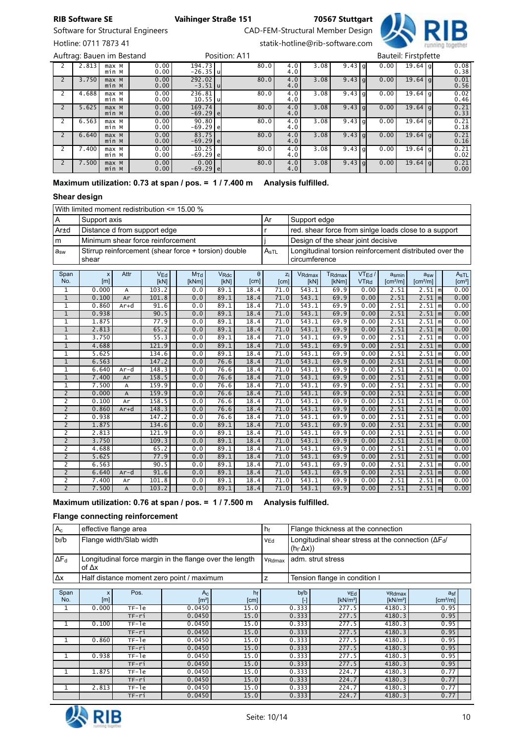| 2 | 2.813 | max M | 0.00 | 194.73 | u | 80.0 | 4.0 | 3.08 | 9.43 | g | 0.00 | 19.64 | g | 0.08 |
|---|---|---|---|---|---|---|---|---|---|---|---|---|---|---|
| | | min M | 0.00 | −26.35 | | | 4.0 | | | | | | | 0.38 |
| 2 | 3.750 | max M | 0.00 | 292.02 | u | 80.0 | 4.0 | 3.08 | 9.43 | g | 0.00 | 19.64 | g | 0.01 |
| | | min M | 0.00 | −3.51 | | | 4.0 | | | | | | | 0.56 |
| 2 | 4.688 | max M | 0.00 | 236.81 | u | 80.0 | 4.0 | 3.08 | 9.43 | g | 0.00 | 19.64 | g | 0.02 |
| | | min M | 0.00 | 10.55 | | | 4.0 | | | | | | | 0.46 |
| 2 | 5.625 | max M | 0.00 | 169.74 | e | 80.0 | 4.0 | 3.08 | 9.43 | g | 0.00 | 19.64 | g | 0.21 |
| | | min M | 0.00 | −69.29 | | | 4.0 | | | | | | | 0.33 |
| 2 | 6.563 | max M | 0.00 | 90.80 | e | 80.0 | 4.0 | 3.08 | 9.43 | g | 0.00 | 19.64 | g | 0.21 |
| | | min M | 0.00 | −69.29 | | | 4.0 | | | | | | | 0.18 |
| 2 | 6.640 | max M | 0.00 | 83.75 | e | 80.0 | 4.0 | 3.08 | 9.43 | g | 0.00 | 19.64 | g | 0.21 |
| | | min M | 0.00 | −69.29 | | | 4.0 | | | | | | | 0.16 |
| 2 | 7.400 | max M | 0.00 | 10.25 | e | 80.0 | 4.0 | 3.08 | 9.43 | g | 0.00 | 19.64 | g | 0.21 |
| | | min M | 0.00 | −69.29 | | | 4.0 | | | | | | | 0.02 |
| 2 | 7.500 | max M | 0.00 | 0.00 | e | 80.0 | 4.0 | 3.08 | 9.43 | g | 0.00 | 19.64 | g | 0.21 |
| | | min M | 0.00 | −69.29 | | | 4.0 | | | | | | | 0.00 |

**Maximum utilization: 0.73 at span / pos. = 1 / 7.400 m Analysis fulfilled.**

## Shear design

| With limited moment redistribution <= 15.00 % | | | |
|---|---|---|---|
| A | Support axis | Ar | Support edge |
| Ar±d | Distance d from support edge | r | red. shear force from sinlge loads close to a support |
| m | Minimum shear force reinforcement | j | Design of the shear joint decisive |
| $a_{sw}$ | Stirrup reinforcement (shear force + torsion) double shear | $A_{sTL}$ | Longitudinal torsion reinforcement distributed over the circumference |

| Span No. | x [m] | Attr | $V_{Ed}$ [kN] | $M_{Td}$ [kNm] | $V_{Rdc}$ [kN] | θ [cm] | $z_i$ [cm] | $V_{Rdmax}$ [kN] | $T_{Rdmax}$ [kNm] | $VT_{Ed}$ / $VT_{Rd}$ | $a_{smin}$ [cm²/m] | $a_{sw}$ [cm²/m] | | $A_{sTL}$ [cm²] |
|---|---|---|---|---|---|---|---|---|---|---|---|---|---|---|
| 1 | 0.000 | A | 103.2 | 0.0 | 89.1 | 18.4 | 71.0 | 543.1 | 69.9 | 0.00 | 2.51 | 2.51 | m | 0.00 |
| 1 | 0.100 | Ar | 101.8 | 0.0 | 89.1 | 18.4 | 71.0 | 543.1 | 69.9 | 0.00 | 2.51 | 2.51 | m | 0.00 |
| 1 | 0.860 | Ar+d | 91.6 | 0.0 | 89.1 | 18.4 | 71.0 | 543.1 | 69.9 | 0.00 | 2.51 | 2.51 | m | 0.00 |
| 1 | 0.938 | | 90.5 | 0.0 | 89.1 | 18.4 | 71.0 | 543.1 | 69.9 | 0.00 | 2.51 | 2.51 | m | 0.00 |
| 1 | 1.875 | | 77.9 | 0.0 | 89.1 | 18.4 | 71.0 | 543.1 | 69.9 | 0.00 | 2.51 | 2.51 | m | 0.00 |
| 1 | 2.813 | | 65.2 | 0.0 | 89.1 | 18.4 | 71.0 | 543.1 | 69.9 | 0.00 | 2.51 | 2.51 | m | 0.00 |
| 1 | 3.750 | | 55.3 | 0.0 | 89.1 | 18.4 | 71.0 | 543.1 | 69.9 | 0.00 | 2.51 | 2.51 | m | 0.00 |
| 1 | 4.688 | | 121.9 | 0.0 | 89.1 | 18.4 | 71.0 | 543.1 | 69.9 | 0.00 | 2.51 | 2.51 | m | 0.00 |
| 1 | 5.625 | | 134.6 | 0.0 | 89.1 | 18.4 | 71.0 | 543.1 | 69.9 | 0.00 | 2.51 | 2.51 | m | 0.00 |
| 1 | 6.563 | | 147.2 | 0.0 | 76.6 | 18.4 | 71.0 | 543.1 | 69.9 | 0.00 | 2.51 | 2.51 | m | 0.00 |
| 1 | 6.640 | Ar−d | 148.3 | 0.0 | 76.6 | 18.4 | 71.0 | 543.1 | 69.9 | 0.00 | 2.51 | 2.51 | m | 0.00 |
| 1 | 7.400 | Ar | 158.5 | 0.0 | 76.6 | 18.4 | 71.0 | 543.1 | 69.9 | 0.00 | 2.51 | 2.51 | m | 0.00 |
| 1 | 7.500 | A | 159.9 | 0.0 | 76.6 | 18.4 | 71.0 | 543.1 | 69.9 | 0.00 | 2.51 | 2.51 | m | 0.00 |
| 2 | 0.000 | A | 159.9 | 0.0 | 76.6 | 18.4 | 71.0 | 543.1 | 69.9 | 0.00 | 2.51 | 2.51 | m | 0.00 |
| 2 | 0.100 | Ar | 158.5 | 0.0 | 76.6 | 18.4 | 71.0 | 543.1 | 69.9 | 0.00 | 2.51 | 2.51 | m | 0.00 |
| 2 | 0.860 | Ar+d | 148.3 | 0.0 | 76.6 | 18.4 | 71.0 | 543.1 | 69.9 | 0.00 | 2.51 | 2.51 | m | 0.00 |
| 2 | 0.938 | | 147.2 | 0.0 | 76.6 | 18.4 | 71.0 | 543.1 | 69.9 | 0.00 | 2.51 | 2.51 | m | 0.00 |
| 2 | 1.875 | | 134.6 | 0.0 | 89.1 | 18.4 | 71.0 | 543.1 | 69.9 | 0.00 | 2.51 | 2.51 | m | 0.00 |
| 2 | 2.813 | | 121.9 | 0.0 | 89.1 | 18.4 | 71.0 | 543.1 | 69.9 | 0.00 | 2.51 | 2.51 | m | 0.00 |
| 2 | 3.750 | | 109.3 | 0.0 | 89.1 | 18.4 | 71.0 | 543.1 | 69.9 | 0.00 | 2.51 | 2.51 | m | 0.00 |
| 2 | 4.688 | | 65.2 | 0.0 | 89.1 | 18.4 | 71.0 | 543.1 | 69.9 | 0.00 | 2.51 | 2.51 | m | 0.00 |
| 2 | 5.625 | | 77.9 | 0.0 | 89.1 | 18.4 | 71.0 | 543.1 | 69.9 | 0.00 | 2.51 | 2.51 | m | 0.00 |
| 2 | 6.563 | | 90.5 | 0.0 | 89.1 | 18.4 | 71.0 | 543.1 | 69.9 | 0.00 | 2.51 | 2.51 | m | 0.00 |
| 2 | 6.640 | Ar−d | 91.6 | 0.0 | 89.1 | 18.4 | 71.0 | 543.1 | 69.9 | 0.00 | 2.51 | 2.51 | m | 0.00 |
| 2 | 7.400 | Ar | 101.8 | 0.0 | 89.1 | 18.4 | 71.0 | 543.1 | 69.9 | 0.00 | 2.51 | 2.51 | m | 0.00 |
| 2 | 7.500 | A | 103.2 | 0.0 | 89.1 | 18.4 | 71.0 | 543.1 | 69.9 | 0.00 | 2.51 | 2.51 | m | 0.00 |

**Maximum utilization: 0.76 at span / pos. = 1 / 7.500 m Analysis fulfilled.**

## Flange connecting reinforcement

| $A_c$ | effective flange area | $h_f$ | Flange thickness at the connection |
|---|---|---|---|
| $b_f/b$ | Flange width/Slab width | $v_{Ed}$ | Longitudinal shear stress at the connection ($\Delta F_d$/ ($h_f \cdot \Delta x$)) |
| $\Delta F_d$ | Longitudinal force margin in the flange over the length of Δx | $v_{Rdmax}$ | adm. strut stress |
| Δx | Half distance moment zero point / maximum | z | Tension flange in condition I |

| Span No. | x [m] | Pos. | $A_c$ [m²] | $h_f$ [cm] | $b_f/b$ [-] | $v_{Ed}$ [kN/m²] | $v_{Rdmax}$ [kN/m²] | $a_{sf}$ [cm²/m] |
|---|---|---|---|---|---|---|---|---|
| 1 | 0.000 | TF-le | 0.0450 | 15.0 | 0.333 | 277.5 | 4180.3 | 0.95 |
| | | TF-ri | 0.0450 | 15.0 | 0.333 | 277.5 | 4180.3 | 0.95 |
| 1 | 0.100 | TF-le | 0.0450 | 15.0 | 0.333 | 277.5 | 4180.3 | 0.95 |
| | | TF-ri | 0.0450 | 15.0 | 0.333 | 277.5 | 4180.3 | 0.95 |
| 1 | 0.860 | TF-le | 0.0450 | 15.0 | 0.333 | 277.5 | 4180.3 | 0.95 |
| | | TF-ri | 0.0450 | 15.0 | 0.333 | 277.5 | 4180.3 | 0.95 |
| 1 | 0.938 | TF-le | 0.0450 | 15.0 | 0.333 | 277.5 | 4180.3 | 0.95 |
| | | TF-ri | 0.0450 | 15.0 | 0.333 | 277.5 | 4180.3 | 0.95 |
| 1 | 1.875 | TF-le | 0.0450 | 15.0 | 0.333 | 224.7 | 4180.3 | 0.77 |
| | | TF-ri | 0.0450 | 15.0 | 0.333 | 224.7 | 4180.3 | 0.77 |
| 1 | 2.813 | TF-le | 0.0450 | 15.0 | 0.333 | 224.7 | 4180.3 | 0.77 |
| | | TF-ri | 0.0450 | 15.0 | 0.333 | 224.7 | 4180.3 | 0.77 |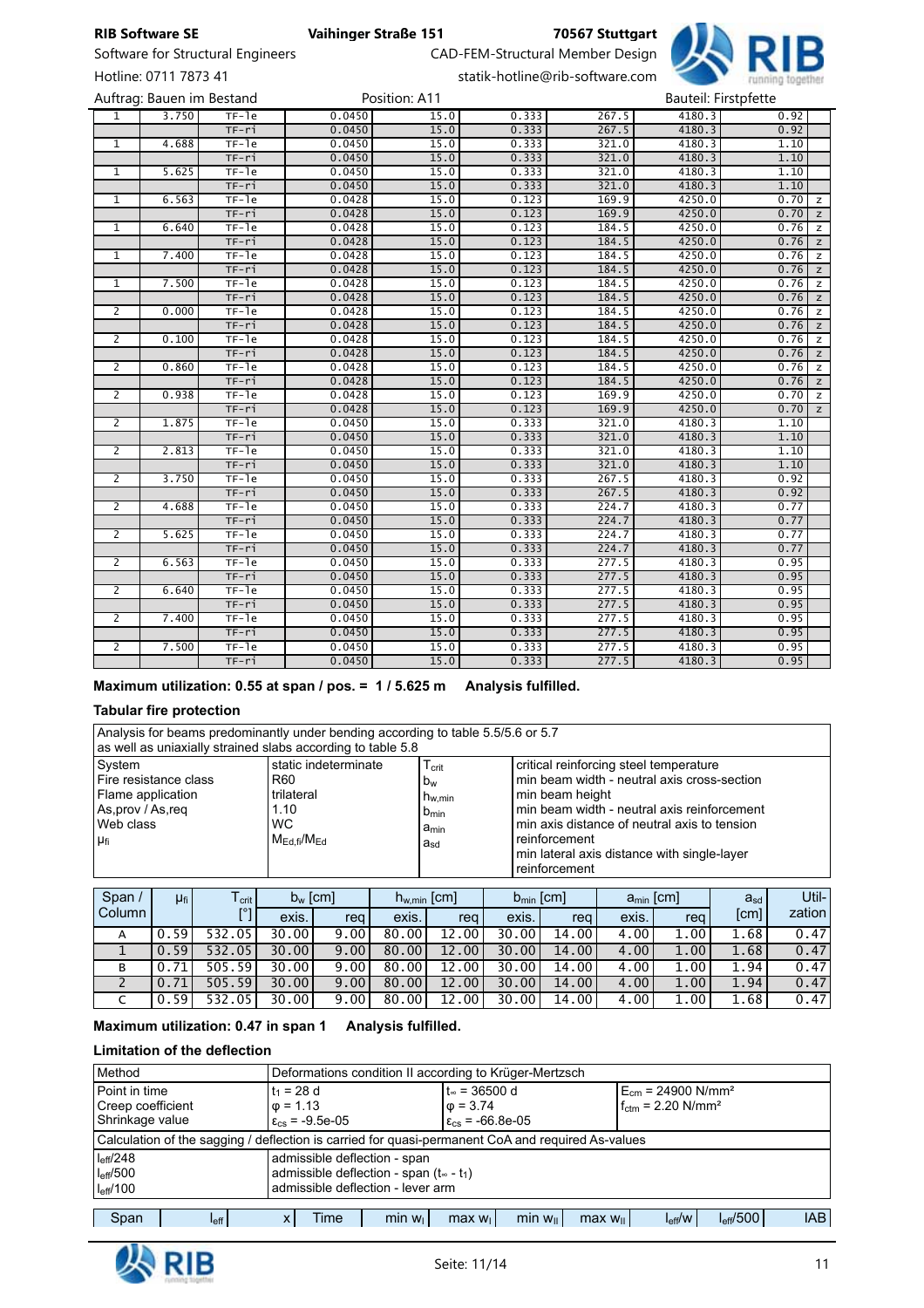| 1 | 3.750 | TF-le | 0.0450 | 15.0 | 0.333 | 267.5 | 4180.3 | 0.92 | |
|---|---|---|---|---|---|---|---|---|---|
| | | TF-ri | 0.0450 | 15.0 | 0.333 | 267.5 | 4180.3 | 0.92 | |
| 1 | 4.688 | TF-le | 0.0450 | 15.0 | 0.333 | 321.0 | 4180.3 | 1.10 | |
| | | TF-ri | 0.0450 | 15.0 | 0.333 | 321.0 | 4180.3 | 1.10 | |
| 1 | 5.625 | TF-le | 0.0450 | 15.0 | 0.333 | 321.0 | 4180.3 | 1.10 | |
| | | TF-ri | 0.0450 | 15.0 | 0.333 | 321.0 | 4180.3 | 1.10 | |
| 1 | 6.563 | TF-le | 0.0428 | 15.0 | 0.123 | 169.9 | 4250.0 | 0.70 | z |
| | | TF-ri | 0.0428 | 15.0 | 0.123 | 169.9 | 4250.0 | 0.70 | z |
| 1 | 6.640 | TF-le | 0.0428 | 15.0 | 0.123 | 184.5 | 4250.0 | 0.76 | z |
| | | TF-ri | 0.0428 | 15.0 | 0.123 | 184.5 | 4250.0 | 0.76 | z |
| 1 | 7.400 | TF-le | 0.0428 | 15.0 | 0.123 | 184.5 | 4250.0 | 0.76 | z |
| | | TF-ri | 0.0428 | 15.0 | 0.123 | 184.5 | 4250.0 | 0.76 | z |
| 1 | 7.500 | TF-le | 0.0428 | 15.0 | 0.123 | 184.5 | 4250.0 | 0.76 | z |
| | | TF-ri | 0.0428 | 15.0 | 0.123 | 184.5 | 4250.0 | 0.76 | z |
| 2 | 0.000 | TF-le | 0.0428 | 15.0 | 0.123 | 184.5 | 4250.0 | 0.76 | z |
| | | TF-ri | 0.0428 | 15.0 | 0.123 | 184.5 | 4250.0 | 0.76 | z |
| 2 | 0.100 | TF-le | 0.0428 | 15.0 | 0.123 | 184.5 | 4250.0 | 0.76 | z |
| | | TF-ri | 0.0428 | 15.0 | 0.123 | 184.5 | 4250.0 | 0.76 | z |
| 2 | 0.860 | TF-le | 0.0428 | 15.0 | 0.123 | 184.5 | 4250.0 | 0.76 | z |
| | | TF-ri | 0.0428 | 15.0 | 0.123 | 184.5 | 4250.0 | 0.76 | z |
| 2 | 0.938 | TF-le | 0.0428 | 15.0 | 0.123 | 169.9 | 4250.0 | 0.70 | z |
| | | TF-ri | 0.0428 | 15.0 | 0.123 | 169.9 | 4250.0 | 0.70 | z |
| 2 | 1.875 | TF-le | 0.0450 | 15.0 | 0.333 | 321.0 | 4180.3 | 1.10 | |
| | | TF-ri | 0.0450 | 15.0 | 0.333 | 321.0 | 4180.3 | 1.10 | |
| 2 | 2.813 | TF-le | 0.0450 | 15.0 | 0.333 | 321.0 | 4180.3 | 1.10 | |
| | | TF-ri | 0.0450 | 15.0 | 0.333 | 321.0 | 4180.3 | 1.10 | |
| 2 | 3.750 | TF-le | 0.0450 | 15.0 | 0.333 | 267.5 | 4180.3 | 0.92 | |
| | | TF-ri | 0.0450 | 15.0 | 0.333 | 267.5 | 4180.3 | 0.92 | |
| 2 | 4.688 | TF-le | 0.0450 | 15.0 | 0.333 | 224.7 | 4180.3 | 0.77 | |
| | | TF-ri | 0.0450 | 15.0 | 0.333 | 224.7 | 4180.3 | 0.77 | |
| 2 | 5.625 | TF-le | 0.0450 | 15.0 | 0.333 | 224.7 | 4180.3 | 0.77 | |
| | | TF-ri | 0.0450 | 15.0 | 0.333 | 224.7 | 4180.3 | 0.77 | |
| 2 | 6.563 | TF-le | 0.0450 | 15.0 | 0.333 | 277.5 | 4180.3 | 0.95 | |
| | | TF-ri | 0.0450 | 15.0 | 0.333 | 277.5 | 4180.3 | 0.95 | |
| 2 | 6.640 | TF-le | 0.0450 | 15.0 | 0.333 | 277.5 | 4180.3 | 0.95 | |
| | | TF-ri | 0.0450 | 15.0 | 0.333 | 277.5 | 4180.3 | 0.95 | |
| 2 | 7.400 | TF-le | 0.0450 | 15.0 | 0.333 | 277.5 | 4180.3 | 0.95 | |
| | | TF-ri | 0.0450 | 15.0 | 0.333 | 277.5 | 4180.3 | 0.95 | |
| 2 | 7.500 | TF-le | 0.0450 | 15.0 | 0.333 | 277.5 | 4180.3 | 0.95 | |
| | | TF-ri | 0.0450 | 15.0 | 0.333 | 277.5 | 4180.3 | 0.95 | |

**Maximum utilization: 0.55 at span / pos. = 1 / 5.625 m   Analysis fulfilled.**

**Tabular fire protection**

Analysis for beams predominantly under bending according to table 5.5/5.6 or 5.7
as well as uniaxially strained slabs according to table 5.8

| | | | |
|---|---|---|---|
| System | static indeterminate | $T_{crit}$ | critical reinforcing steel temperature |
| Fire resistance class | R60 | $b_w$ | min beam width - neutral axis cross-section |
| Flame application | trilateral | $h_{w,min}$ | min beam height |
| As,prov / As,req | 1.10 | $b_{min}$ | min beam width - neutral axis reinforcement |
| Web class | WC | $a_{min}$ | min axis distance of neutral axis to tension reinforcement |
| $\mu_{fi}$ | $M_{Ed,fi}/M_{Ed}$ | $a_{sd}$ | min lateral axis distance with single-layer reinforcement |

| Span / Column | $\mu_{fi}$ | $T_{crit}$ [°] | $b_w$ [cm] exis. | $b_w$ [cm] req | $h_{w,min}$ [cm] exis. | $h_{w,min}$ [cm] req | $b_{min}$ [cm] exis. | $b_{min}$ [cm] req | $a_{min}$ [cm] exis. | $a_{min}$ [cm] req | $a_{sd}$ [cm] | Utilization |
|---|---|---|---|---|---|---|---|---|---|---|---|---|
| A | 0.59 | 532.05 | 30.00 | 9.00 | 80.00 | 12.00 | 30.00 | 14.00 | 4.00 | 1.00 | 1.68 | 0.47 |
| 1 | 0.59 | 532.05 | 30.00 | 9.00 | 80.00 | 12.00 | 30.00 | 14.00 | 4.00 | 1.00 | 1.68 | 0.47 |
| B | 0.71 | 505.59 | 30.00 | 9.00 | 80.00 | 12.00 | 30.00 | 14.00 | 4.00 | 1.00 | 1.94 | 0.47 |
| 2 | 0.71 | 505.59 | 30.00 | 9.00 | 80.00 | 12.00 | 30.00 | 14.00 | 4.00 | 1.00 | 1.94 | 0.47 |
| C | 0.59 | 532.05 | 30.00 | 9.00 | 80.00 | 12.00 | 30.00 | 14.00 | 4.00 | 1.00 | 1.68 | 0.47 |

**Maximum utilization: 0.47 in span 1   Analysis fulfilled.**

**Limitation of the deflection**

| Method | Deformations condition II according to Krüger-Mertzsch | | |
|---|---|---|---|
| Point in time | $t_1$ = 28 d | $t_\infty$ = 36500 d | $E_{cm}$ = 24900 N/mm² |
| Creep coefficient | $\varphi$ = 1.13 | $\varphi$ = 3.74 | $f_{ctm}$ = 2.20 N/mm² |
| Shrinkage value | $\varepsilon_{cs}$ = -9.5e-05 | $\varepsilon_{cs}$ = -66.8e-05 | |
| Calculation of the sagging / deflection is carried for quasi-permanent CoA and required As-values | | | |
| $l_{eff}/248$ | admissible deflection - span | | |
| $l_{eff}/500$ | admissible deflection - span ($t_\infty$ - $t_1$) | | |
| $l_{eff}/100$ | admissible deflection - lever arm | | |

| Span | $l_{eff}$ | x | Time | min $w_I$ | max $w_I$ | min $w_{II}$ | max $w_{II}$ | $l_{eff}/w$ | $l_{eff}/500$ | IAB |
|---|---|---|---|---|---|---|---|---|---|---|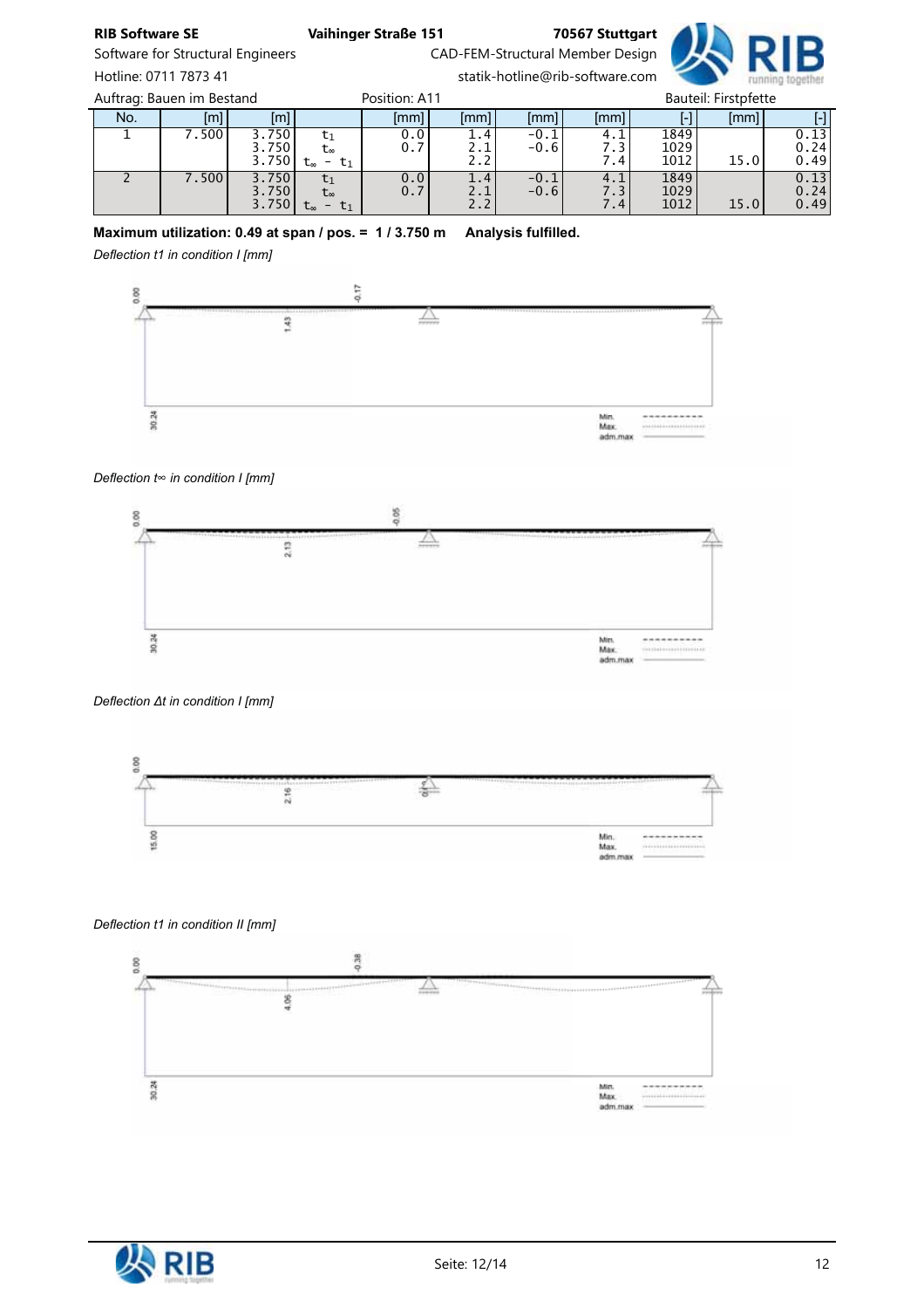Auftrag: Bauen im Bestand | Position: A11 | Bauteil: Firstpfette

| No. | [m] | [m] | | [mm] | [mm] | [mm] | [mm] | [-] | [mm] | [-] |
|---|---|---|---|---|---|---|---|---|---|---|
| 1 | 7.500 | 3.750 | $t_1$ | 0.0 | 1.4 | -0.1 | 4.1 | 1849 | | 0.13 |
| | | 3.750 | $t_\infty$ | 0.7 | 2.1 | -0.6 | 7.3 | 1029 | | 0.24 |
| | | 3.750 | $t_\infty - t_1$ | | 2.2 | | 7.4 | 1012 | 15.0 | 0.49 |
| 2 | 7.500 | 3.750 | $t_1$ | 0.0 | 1.4 | -0.1 | 4.1 | 1849 | | 0.13 |
| | | 3.750 | $t_\infty$ | 0.7 | 2.1 | -0.6 | 7.3 | 1029 | | 0.24 |
| | | 3.750 | $t_\infty - t_1$ | | 2.2 | | 7.4 | 1012 | 15.0 | 0.49 |

**Maximum utilization: 0.49 at span / pos. = 1 / 3.750 m Analysis fulfilled.**

*Deflection t1 in condition I [mm]*

*Deflection t∞ in condition I [mm]*

*Deflection Δt in condition I [mm]*

*Deflection t1 in condition II [mm]*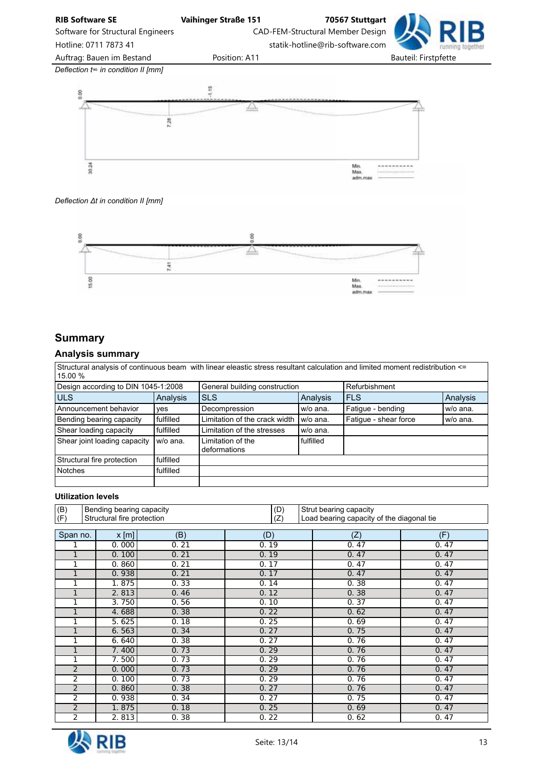*Deflection t∞ in condition II [mm]*

*Deflection Δt in condition II [mm]*

## Summary

### Analysis summary

| Structural analysis of continuous beam with linear eleastic stress resultant calculation and limited moment redistribution <= 15.00 % | | | | | |
|---|---|---|---|---|---|
| Design according to DIN 1045-1:2008 | | General building construction | | Refurbishment | |
| ULS | Analysis | SLS | Analysis | FLS | Analysis |
| Announcement behavior | yes | Decompression | w/o ana. | Fatigue - bending | w/o ana. |
| Bending bearing capacity | fulfilled | Limitation of the crack width | w/o ana. | Fatigue - shear force | w/o ana. |
| Shear loading capacity | fulfilled | Limitation of the stresses | w/o ana. | | |
| Shear joint loading capacity | w/o ana. | Limitation of the deformations | fulfilled | | |
| Structural fire protection | fulfilled | | | | |
| Notches | fulfilled | | | | |
| | | | | | |

### Utilization levels

| | | | |
|---|---|---|---|
| (B) | Bending bearing capacity | (D) | Strut bearing capacity |
| (F) | Structural fire protection | (Z) | Load bearing capacity of the diagonal tie |

| Span no. | x [m] | (B) | (D) | (Z) | (F) |
|---|---|---|---|---|---|
| 1 | 0.000 | 0.21 | 0.19 | 0.47 | 0.47 |
| 1 | 0.100 | 0.21 | 0.19 | 0.47 | 0.47 |
| 1 | 0.860 | 0.21 | 0.17 | 0.47 | 0.47 |
| 1 | 0.938 | 0.21 | 0.17 | 0.47 | 0.47 |
| 1 | 1.875 | 0.33 | 0.14 | 0.38 | 0.47 |
| 1 | 2.813 | 0.46 | 0.12 | 0.38 | 0.47 |
| 1 | 3.750 | 0.56 | 0.10 | 0.37 | 0.47 |
| 1 | 4.688 | 0.38 | 0.22 | 0.62 | 0.47 |
| 1 | 5.625 | 0.18 | 0.25 | 0.69 | 0.47 |
| 1 | 6.563 | 0.34 | 0.27 | 0.75 | 0.47 |
| 1 | 6.640 | 0.38 | 0.27 | 0.76 | 0.47 |
| 1 | 7.400 | 0.73 | 0.29 | 0.76 | 0.47 |
| 1 | 7.500 | 0.73 | 0.29 | 0.76 | 0.47 |
| 2 | 0.000 | 0.73 | 0.29 | 0.76 | 0.47 |
| 2 | 0.100 | 0.73 | 0.29 | 0.76 | 0.47 |
| 2 | 0.860 | 0.38 | 0.27 | 0.76 | 0.47 |
| 2 | 0.938 | 0.34 | 0.27 | 0.75 | 0.47 |
| 2 | 1.875 | 0.18 | 0.25 | 0.69 | 0.47 |
| 2 | 2.813 | 0.38 | 0.22 | 0.62 | 0.47 |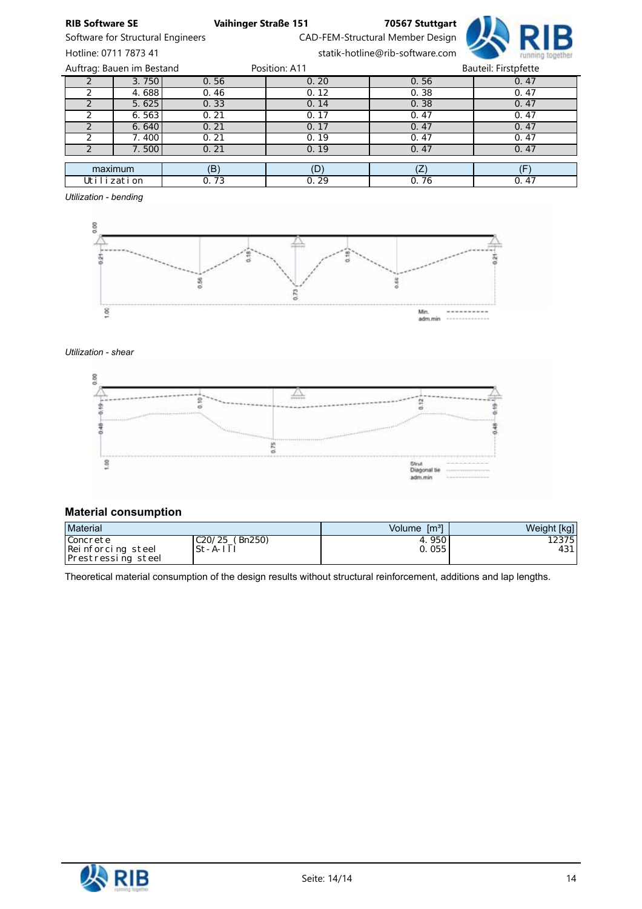| | | | | | |
|---|---|---|---|---|---|
| 2 | 3. 750 | 0. 56 | 0. 20 | 0. 56 | 0. 47 |
| 2 | 4. 688 | 0. 46 | 0. 12 | 0. 38 | 0. 47 |
| 2 | 5. 625 | 0. 33 | 0. 14 | 0. 38 | 0. 47 |
| 2 | 6. 563 | 0. 21 | 0. 17 | 0. 47 | 0. 47 |
| 2 | 6. 640 | 0. 21 | 0. 17 | 0. 47 | 0. 47 |
| 2 | 7. 400 | 0. 21 | 0. 19 | 0. 47 | 0. 47 |
| 2 | 7. 500 | 0. 21 | 0. 19 | 0. 47 | 0. 47 |

| maximum | (B) | (D) | (Z) | (F) |
|---|---|---|---|---|
| Utilization | 0. 73 | 0. 29 | 0. 76 | 0. 47 |

*Utilization - bending*

0.00
0.21
0.56
0.18
0.73
0.18
0.56
0.21
1.00
Min.
adm.min

*Utilization - shear*

0.00
0.19
0.48
0.10
0.75
0.12
0.19
0.48
1.00
Strut
Diagonal tie
adm.min

## Material consumption

| Material | | Volume [m³] | Weight [kg] |
|---|---|---|---|
| Concrete<br>Reinforcing steel<br>Prestressing steel | C20/25 (Bn250)<br>St-A-III | 4. 950<br>0. 055 | 12375<br>431 |

Theoretical material consumption of the design results without structural reinforcement, additions and lap lengths.